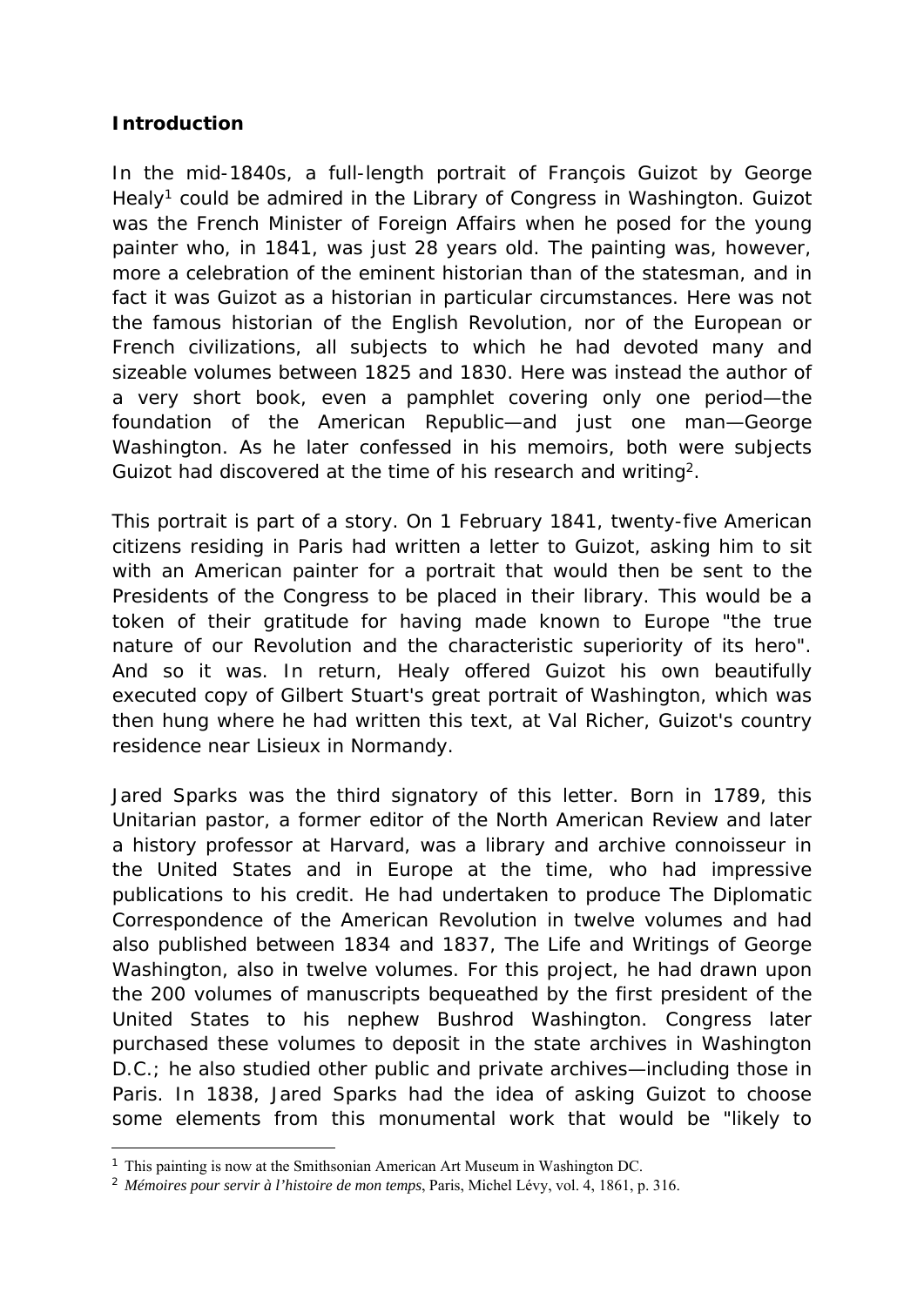**Introduction**

In the mid-1840s, a full-length portrait of François Guizot by George Healy[1] could be admired in the Library of Congress in Washington. Guizot was the French Minister of Foreign Affairs when he posed for the young painter who, in 1841, was just 28 years old. The painting was, however, more a celebration of the eminent historian than of the statesman, and in fact it was Guizot as a historian in particular circumstances. Here was not the famous historian of the English Revolution, nor of the European or French civilizations, all subjects to which he had devoted many and sizeable volumes between 1825 and 1830. Here was instead the author of a very short book, even a pamphlet covering only one period—the foundation of the American Republic—and just one man—George Washington. As he later confessed in his memoirs, both were subjects Guizot had discovered at the time of his research and writing[2].

This portrait is part of a story. On 1 February 1841, twenty-five American citizens residing in Paris had written a letter to Guizot, asking him to sit with an American painter for a portrait that would then be sent to the Presidents of the Congress to be placed in their library. This would be a token of their gratitude for having made known to Europe "the true nature of our Revolution and the characteristic superiority of its hero". And so it was. In return, Healy offered Guizot his own beautifully executed copy of Gilbert Stuart's great portrait of Washington, which was then hung where he had written this text, at Val Richer, Guizot's country residence near Lisieux in Normandy.

Jared Sparks was the third signatory of this letter. Born in 1789, this Unitarian pastor, a former editor of the North American Review and later a history professor at Harvard, was a library and archive connoisseur in the United States and in Europe at the time, who had impressive publications to his credit. He had undertaken to produce The Diplomatic Correspondence of the American Revolution in twelve volumes and had also published between 1834 and 1837, The Life and Writings of George Washington, also in twelve volumes. For this project, he had drawn upon the 200 volumes of manuscripts bequeathed by the first president of the United States to his nephew Bushrod Washington. Congress later purchased these volumes to deposit in the state archives in Washington D.C.; he also studied other public and private archives—including those in Paris. In 1838, Jared Sparks had the idea of asking Guizot to choose some elements from this monumental work that would be "likely to

---

[1] This painting is now at the Smithsonian American Art Museum in Washington DC.

[2] *Mémoires pour servir à l'histoire de mon temps*, Paris, Michel Lévy, vol. 4, 1861, p. 316.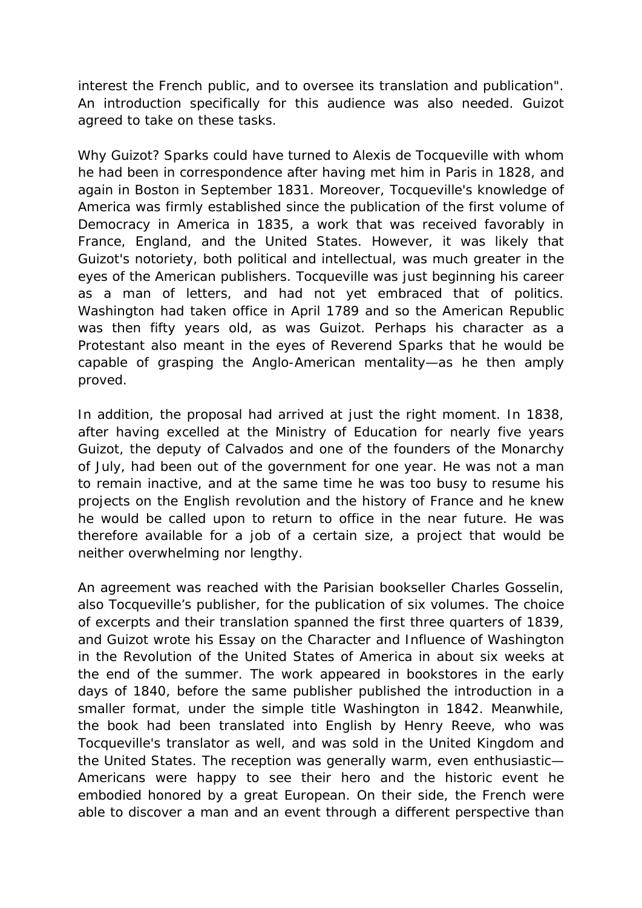interest the French public, and to oversee its translation and publication". An introduction specifically for this audience was also needed. Guizot agreed to take on these tasks.

Why Guizot? Sparks could have turned to Alexis de Tocqueville with whom he had been in correspondence after having met him in Paris in 1828, and again in Boston in September 1831. Moreover, Tocqueville's knowledge of America was firmly established since the publication of the first volume of Democracy in America in 1835, a work that was received favorably in France, England, and the United States. However, it was likely that Guizot's notoriety, both political and intellectual, was much greater in the eyes of the American publishers. Tocqueville was just beginning his career as a man of letters, and had not yet embraced that of politics. Washington had taken office in April 1789 and so the American Republic was then fifty years old, as was Guizot. Perhaps his character as a Protestant also meant in the eyes of Reverend Sparks that he would be capable of grasping the Anglo-American mentality—as he then amply proved.

In addition, the proposal had arrived at just the right moment. In 1838, after having excelled at the Ministry of Education for nearly five years Guizot, the deputy of Calvados and one of the founders of the Monarchy of July, had been out of the government for one year. He was not a man to remain inactive, and at the same time he was too busy to resume his projects on the English revolution and the history of France and he knew he would be called upon to return to office in the near future. He was therefore available for a job of a certain size, a project that would be neither overwhelming nor lengthy.

An agreement was reached with the Parisian bookseller Charles Gosselin, also Tocqueville's publisher, for the publication of six volumes. The choice of excerpts and their translation spanned the first three quarters of 1839, and Guizot wrote his Essay on the Character and Influence of Washington in the Revolution of the United States of America in about six weeks at the end of the summer. The work appeared in bookstores in the early days of 1840, before the same publisher published the introduction in a smaller format, under the simple title Washington in 1842. Meanwhile, the book had been translated into English by Henry Reeve, who was Tocqueville's translator as well, and was sold in the United Kingdom and the United States. The reception was generally warm, even enthusiastic—Americans were happy to see their hero and the historic event he embodied honored by a great European. On their side, the French were able to discover a man and an event through a different perspective than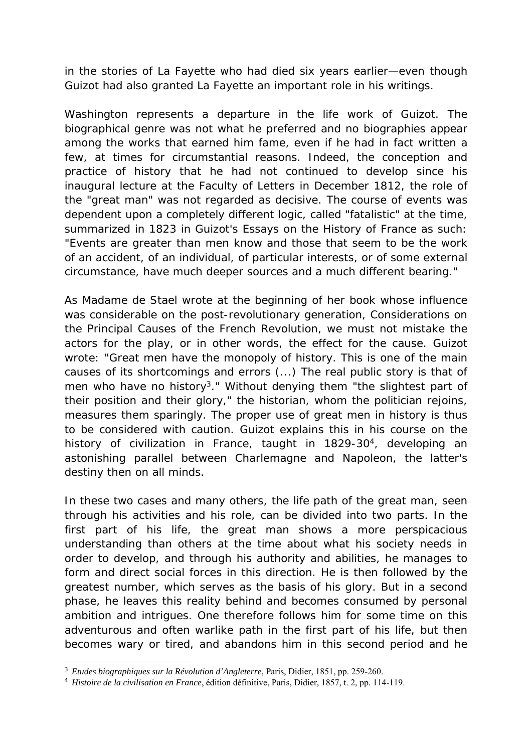in the stories of La Fayette who had died six years earlier—even though Guizot had also granted La Fayette an important role in his writings.

Washington represents a departure in the life work of Guizot. The biographical genre was not what he preferred and no biographies appear among the works that earned him fame, even if he had in fact written a few, at times for circumstantial reasons. Indeed, the conception and practice of history that he had not continued to develop since his inaugural lecture at the Faculty of Letters in December 1812, the role of the "great man" was not regarded as decisive. The course of events was dependent upon a completely different logic, called "fatalistic" at the time, summarized in 1823 in Guizot's Essays on the History of France as such: "Events are greater than men know and those that seem to be the work of an accident, of an individual, of particular interests, or of some external circumstance, have much deeper sources and a much different bearing."

As Madame de Stael wrote at the beginning of her book whose influence was considerable on the post-revolutionary generation, Considerations on the Principal Causes of the French Revolution, we must not mistake the actors for the play, or in other words, the effect for the cause. Guizot wrote: "Great men have the monopoly of history. This is one of the main causes of its shortcomings and errors (...) The real public story is that of men who have no history[3]." Without denying them "the slightest part of their position and their glory," the historian, whom the politician rejoins, measures them sparingly. The proper use of great men in history is thus to be considered with caution. Guizot explains this in his course on the history of civilization in France, taught in 1829-30[4], developing an astonishing parallel between Charlemagne and Napoleon, the latter's destiny then on all minds.

In these two cases and many others, the life path of the great man, seen through his activities and his role, can be divided into two parts. In the first part of his life, the great man shows a more perspicacious understanding than others at the time about what his society needs in order to develop, and through his authority and abilities, he manages to form and direct social forces in this direction. He is then followed by the greatest number, which serves as the basis of his glory. But in a second phase, he leaves this reality behind and becomes consumed by personal ambition and intrigues. One therefore follows him for some time on this adventurous and often warlike path in the first part of his life, but then becomes wary or tired, and abandons him in this second period and he

---

[3] *Etudes biographiques sur la Révolution d'Angleterre*, Paris, Didier, 1851, pp. 259-260.

[4] *Histoire de la civilisation en France*, édition définitive, Paris, Didier, 1857, t. 2, pp. 114-119.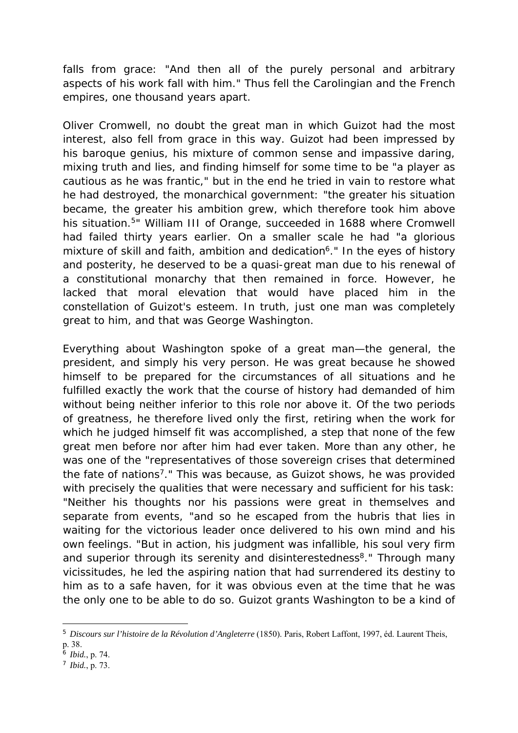falls from grace: "And then all of the purely personal and arbitrary aspects of his work fall with him." Thus fell the Carolingian and the French empires, one thousand years apart.

Oliver Cromwell, no doubt the great man in which Guizot had the most interest, also fell from grace in this way. Guizot had been impressed by his baroque genius, his mixture of common sense and impassive daring, mixing truth and lies, and finding himself for some time to be "a player as cautious as he was frantic," but in the end he tried in vain to restore what he had destroyed, the monarchical government: "the greater his situation became, the greater his ambition grew, which therefore took him above his situation.[5]" William III of Orange, succeeded in 1688 where Cromwell had failed thirty years earlier. On a smaller scale he had "a glorious mixture of skill and faith, ambition and dedication[6]." In the eyes of history and posterity, he deserved to be a quasi-great man due to his renewal of a constitutional monarchy that then remained in force. However, he lacked that moral elevation that would have placed him in the constellation of Guizot's esteem. In truth, just one man was completely great to him, and that was George Washington.

Everything about Washington spoke of a great man—the general, the president, and simply his very person. He was great because he showed himself to be prepared for the circumstances of all situations and he fulfilled exactly the work that the course of history had demanded of him without being neither inferior to this role nor above it. Of the two periods of greatness, he therefore lived only the first, retiring when the work for which he judged himself fit was accomplished, a step that none of the few great men before nor after him had ever taken. More than any other, he was one of the "representatives of those sovereign crises that determined the fate of nations[7]." This was because, as Guizot shows, he was provided with precisely the qualities that were necessary and sufficient for his task: "Neither his thoughts nor his passions were great in themselves and separate from events, "and so he escaped from the hubris that lies in waiting for the victorious leader once delivered to his own mind and his own feelings. "But in action, his judgment was infallible, his soul very firm and superior through its serenity and disinterestedness[8]." Through many vicissitudes, he led the aspiring nation that had surrendered its destiny to him as to a safe haven, for it was obvious even at the time that he was the only one to be able to do so. Guizot grants Washington to be a kind of

---

[5] *Discours sur l'histoire de la Révolution d'Angleterre* (1850). Paris, Robert Laffont, 1997, éd. Laurent Theis, p. 38.

[6] *Ibid.*, p. 74.

[7] *Ibid.*, p. 73.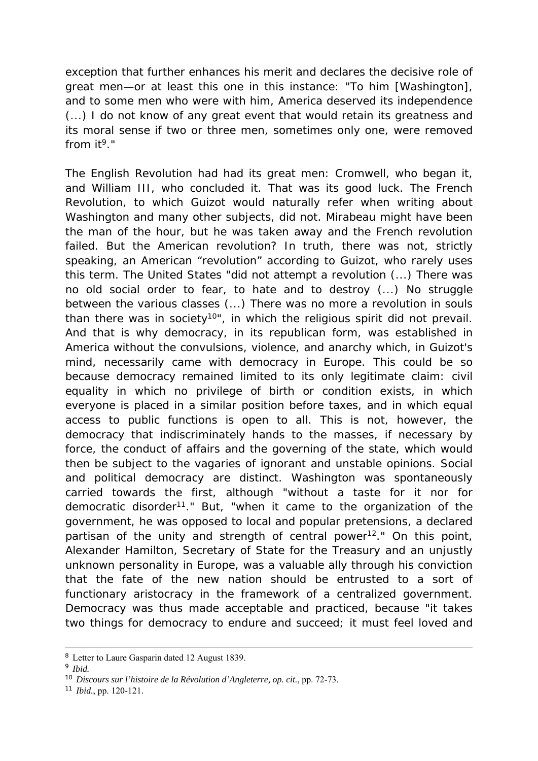exception that further enhances his merit and declares the decisive role of great men—or at least this one in this instance: "To him [Washington], and to some men who were with him, America deserved its independence (...) I do not know of any great event that would retain its greatness and its moral sense if two or three men, sometimes only one, were removed from it[9]."

The English Revolution had had its great men: Cromwell, who began it, and William III, who concluded it. That was its good luck. The French Revolution, to which Guizot would naturally refer when writing about Washington and many other subjects, did not. Mirabeau might have been the man of the hour, but he was taken away and the French revolution failed. But the American revolution? In truth, there was not, strictly speaking, an American "revolution" according to Guizot, who rarely uses this term. The United States "did not attempt a revolution (...) There was no old social order to fear, to hate and to destroy (...) No struggle between the various classes (...) There was no more a revolution in souls than there was in society[10]", in which the religious spirit did not prevail. And that is why democracy, in its republican form, was established in America without the convulsions, violence, and anarchy which, in Guizot's mind, necessarily came with democracy in Europe. This could be so because democracy remained limited to its only legitimate claim: civil equality in which no privilege of birth or condition exists, in which everyone is placed in a similar position before taxes, and in which equal access to public functions is open to all. This is not, however, the democracy that indiscriminately hands to the masses, if necessary by force, the conduct of affairs and the governing of the state, which would then be subject to the vagaries of ignorant and unstable opinions. Social and political democracy are distinct. Washington was spontaneously carried towards the first, although "without a taste for it nor for democratic disorder[11]." But, "when it came to the organization of the government, he was opposed to local and popular pretensions, a declared partisan of the unity and strength of central power[12]." On this point, Alexander Hamilton, Secretary of State for the Treasury and an unjustly unknown personality in Europe, was a valuable ally through his conviction that the fate of the new nation should be entrusted to a sort of functionary aristocracy in the framework of a centralized government. Democracy was thus made acceptable and practiced, because "it takes two things for democracy to endure and succeed; it must feel loved and

---

[8] Letter to Laure Gasparin dated 12 August 1839.

[9] *Ibid.*

[10] *Discours sur l'histoire de la Révolution d'Angleterre*, *op. cit.*, pp. 72-73.

[11] *Ibid.*, pp. 120-121.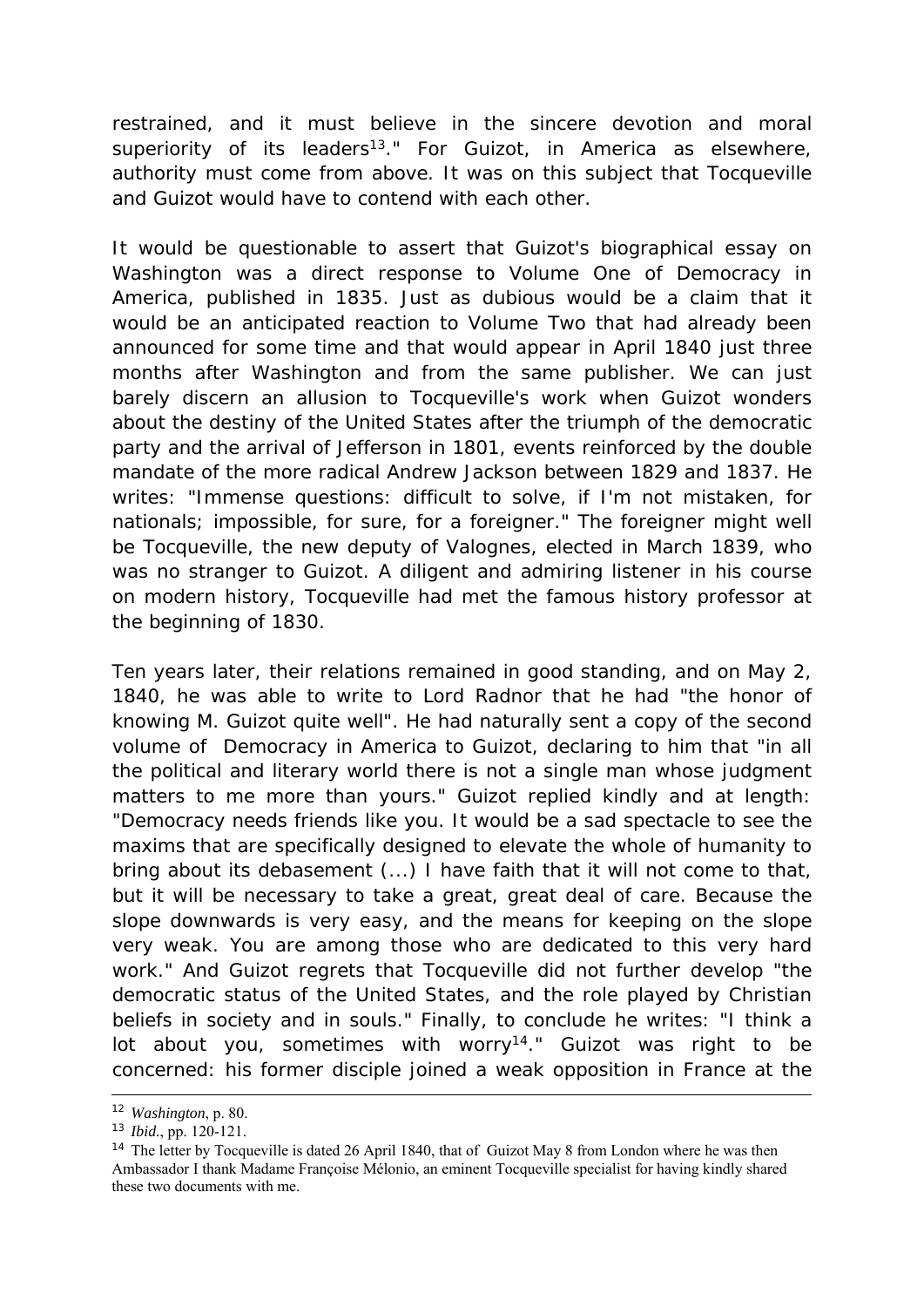restrained, and it must believe in the sincere devotion and moral superiority of its leaders[13]." For Guizot, in America as elsewhere, authority must come from above. It was on this subject that Tocqueville and Guizot would have to contend with each other.

It would be questionable to assert that Guizot's biographical essay on Washington was a direct response to Volume One of Democracy in America, published in 1835. Just as dubious would be a claim that it would be an anticipated reaction to Volume Two that had already been announced for some time and that would appear in April 1840 just three months after Washington and from the same publisher. We can just barely discern an allusion to Tocqueville's work when Guizot wonders about the destiny of the United States after the triumph of the democratic party and the arrival of Jefferson in 1801, events reinforced by the double mandate of the more radical Andrew Jackson between 1829 and 1837. He writes: "Immense questions: difficult to solve, if I'm not mistaken, for nationals; impossible, for sure, for a foreigner." The foreigner might well be Tocqueville, the new deputy of Valognes, elected in March 1839, who was no stranger to Guizot. A diligent and admiring listener in his course on modern history, Tocqueville had met the famous history professor at the beginning of 1830.

Ten years later, their relations remained in good standing, and on May 2, 1840, he was able to write to Lord Radnor that he had "the honor of knowing M. Guizot quite well". He had naturally sent a copy of the second volume of Democracy in America to Guizot, declaring to him that "in all the political and literary world there is not a single man whose judgment matters to me more than yours." Guizot replied kindly and at length: "Democracy needs friends like you. It would be a sad spectacle to see the maxims that are specifically designed to elevate the whole of humanity to bring about its debasement (...) I have faith that it will not come to that, but it will be necessary to take a great, great deal of care. Because the slope downwards is very easy, and the means for keeping on the slope very weak. You are among those who are dedicated to this very hard work." And Guizot regrets that Tocqueville did not further develop "the democratic status of the United States, and the role played by Christian beliefs in society and in souls." Finally, to conclude he writes: "I think a lot about you, sometimes with worry[14]." Guizot was right to be concerned: his former disciple joined a weak opposition in France at the

---

[12] *Washington*, p. 80.

[13] *Ibid.*, pp. 120-121.

[14] The letter by Tocqueville is dated 26 April 1840, that of Guizot May 8 from London where he was then Ambassador I thank Madame Françoise Mélonio, an eminent Tocqueville specialist for having kindly shared these two documents with me.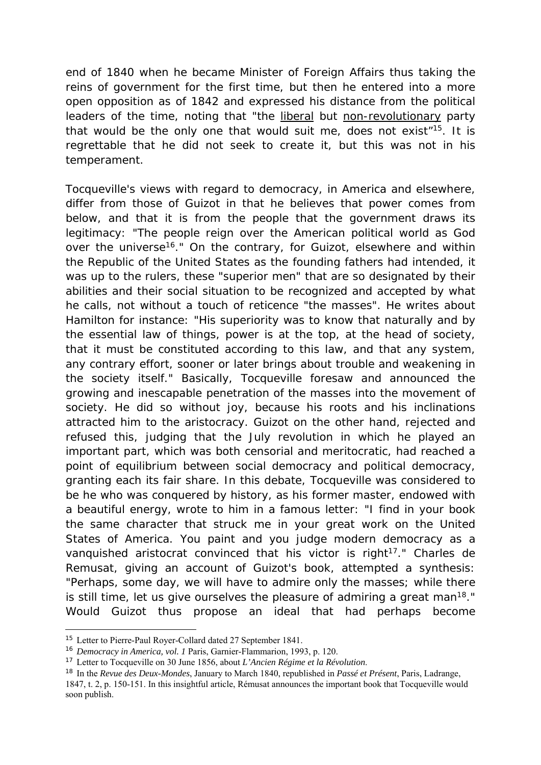end of 1840 when he became Minister of Foreign Affairs thus taking the reins of government for the first time, but then he entered into a more open opposition as of 1842 and expressed his distance from the political leaders of the time, noting that "the liberal but non-revolutionary party that would be the only one that would suit me, does not exist"[15]. It is regrettable that he did not seek to create it, but this was not in his temperament.

Tocqueville's views with regard to democracy, in America and elsewhere, differ from those of Guizot in that he believes that power comes from below, and that it is from the people that the government draws its legitimacy: "The people reign over the American political world as God over the universe[16]." On the contrary, for Guizot, elsewhere and within the Republic of the United States as the founding fathers had intended, it was up to the rulers, these "superior men" that are so designated by their abilities and their social situation to be recognized and accepted by what he calls, not without a touch of reticence "the masses". He writes about Hamilton for instance: "His superiority was to know that naturally and by the essential law of things, power is at the top, at the head of society, that it must be constituted according to this law, and that any system, any contrary effort, sooner or later brings about trouble and weakening in the society itself." Basically, Tocqueville foresaw and announced the growing and inescapable penetration of the masses into the movement of society. He did so without joy, because his roots and his inclinations attracted him to the aristocracy. Guizot on the other hand, rejected and refused this, judging that the July revolution in which he played an important part, which was both censorial and meritocratic, had reached a point of equilibrium between social democracy and political democracy, granting each its fair share. In this debate, Tocqueville was considered to be he who was conquered by history, as his former master, endowed with a beautiful energy, wrote to him in a famous letter: "I find in your book the same character that struck me in your great work on the United States of America. You paint and you judge modern democracy as a vanquished aristocrat convinced that his victor is right[17]." Charles de Remusat, giving an account of Guizot's book, attempted a synthesis: "Perhaps, some day, we will have to admire only the masses; while there is still time, let us give ourselves the pleasure of admiring a great man[18]." Would Guizot thus propose an ideal that had perhaps become

---

[15] Letter to Pierre-Paul Royer-Collard dated 27 September 1841.

[16] *Democracy in America, vol. 1* Paris, Garnier-Flammarion, 1993, p. 120.

[17] Letter to Tocqueville on 30 June 1856, about *L'Ancien Régime et la Révolution*.

[18] In the *Revue des Deux-Mondes*, January to March 1840, republished in *Passé et Présent*, Paris, Ladrange, 1847, t. 2, p. 150-151. In this insightful article, Rémusat announces the important book that Tocqueville would soon publish.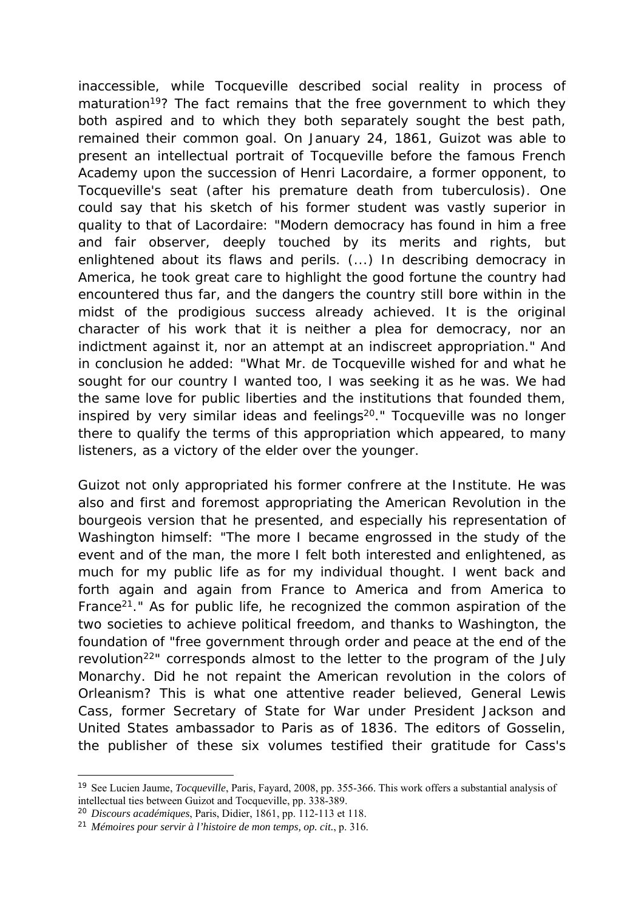inaccessible, while Tocqueville described social reality in process of maturation[19]? The fact remains that the free government to which they both aspired and to which they both separately sought the best path, remained their common goal. On January 24, 1861, Guizot was able to present an intellectual portrait of Tocqueville before the famous French Academy upon the succession of Henri Lacordaire, a former opponent, to Tocqueville's seat (after his premature death from tuberculosis). One could say that his sketch of his former student was vastly superior in quality to that of Lacordaire: "Modern democracy has found in him a free and fair observer, deeply touched by its merits and rights, but enlightened about its flaws and perils. (...) In describing democracy in America, he took great care to highlight the good fortune the country had encountered thus far, and the dangers the country still bore within in the midst of the prodigious success already achieved. It is the original character of his work that it is neither a plea for democracy, nor an indictment against it, nor an attempt at an indiscreet appropriation." And in conclusion he added: "What Mr. de Tocqueville wished for and what he sought for our country I wanted too, I was seeking it as he was. We had the same love for public liberties and the institutions that founded them, inspired by very similar ideas and feelings[20]." Tocqueville was no longer there to qualify the terms of this appropriation which appeared, to many listeners, as a victory of the elder over the younger.

Guizot not only appropriated his former confrere at the Institute. He was also and first and foremost appropriating the American Revolution in the bourgeois version that he presented, and especially his representation of Washington himself: "The more I became engrossed in the study of the event and of the man, the more I felt both interested and enlightened, as much for my public life as for my individual thought. I went back and forth again and again from France to America and from America to France[21]." As for public life, he recognized the common aspiration of the two societies to achieve political freedom, and thanks to Washington, the foundation of "free government through order and peace at the end of the revolution[22]" corresponds almost to the letter to the program of the July Monarchy. Did he not repaint the American revolution in the colors of Orleanism? This is what one attentive reader believed, General Lewis Cass, former Secretary of State for War under President Jackson and United States ambassador to Paris as of 1836. The editors of Gosselin, the publisher of these six volumes testified their gratitude for Cass's

---

[19] See Lucien Jaume, *Tocqueville*, Paris, Fayard, 2008, pp. 355-366. This work offers a substantial analysis of intellectual ties between Guizot and Tocqueville, pp. 338-389.

[20] *Discours académiques*, Paris, Didier, 1861, pp. 112-113 et 118.

[21] *Mémoires pour servir à l'histoire de mon temps, op. cit.*, p. 316.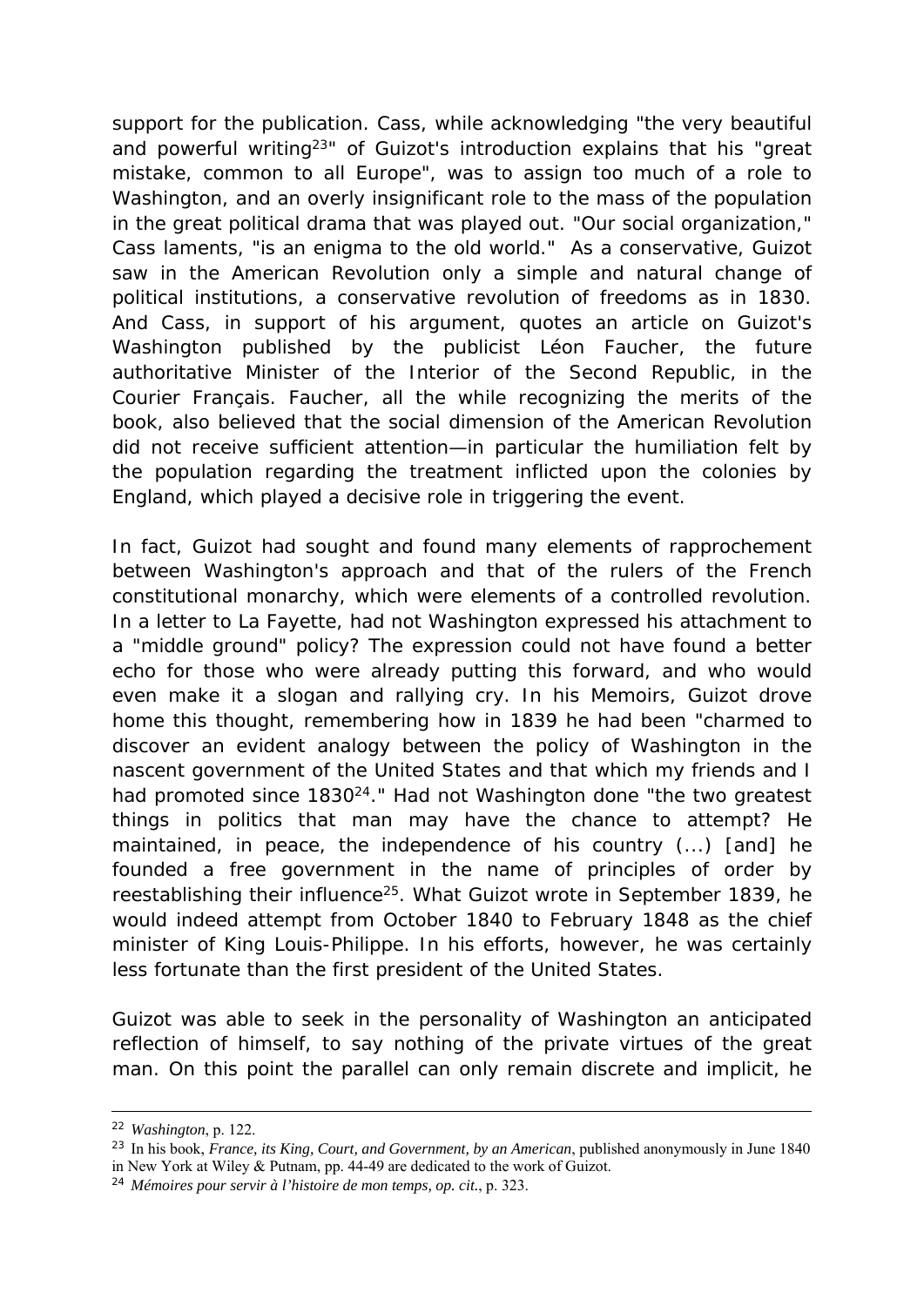support for the publication. Cass, while acknowledging "the very beautiful and powerful writing[23]" of Guizot's introduction explains that his "great mistake, common to all Europe", was to assign too much of a role to Washington, and an overly insignificant role to the mass of the population in the great political drama that was played out. "Our social organization," Cass laments, "is an enigma to the old world." As a conservative, Guizot saw in the American Revolution only a simple and natural change of political institutions, a conservative revolution of freedoms as in 1830. And Cass, in support of his argument, quotes an article on Guizot's Washington published by the publicist Léon Faucher, the future authoritative Minister of the Interior of the Second Republic, in the Courier Français. Faucher, all the while recognizing the merits of the book, also believed that the social dimension of the American Revolution did not receive sufficient attention—in particular the humiliation felt by the population regarding the treatment inflicted upon the colonies by England, which played a decisive role in triggering the event.

In fact, Guizot had sought and found many elements of rapprochement between Washington's approach and that of the rulers of the French constitutional monarchy, which were elements of a controlled revolution. In a letter to La Fayette, had not Washington expressed his attachment to a "middle ground" policy? The expression could not have found a better echo for those who were already putting this forward, and who would even make it a slogan and rallying cry. In his Memoirs, Guizot drove home this thought, remembering how in 1839 he had been "charmed to discover an evident analogy between the policy of Washington in the nascent government of the United States and that which my friends and I had promoted since 1830[24]." Had not Washington done "the two greatest things in politics that man may have the chance to attempt? He maintained, in peace, the independence of his country (...) [and] he founded a free government in the name of principles of order by reestablishing their influence[25]. What Guizot wrote in September 1839, he would indeed attempt from October 1840 to February 1848 as the chief minister of King Louis-Philippe. In his efforts, however, he was certainly less fortunate than the first president of the United States.

Guizot was able to seek in the personality of Washington an anticipated reflection of himself, to say nothing of the private virtues of the great man. On this point the parallel can only remain discrete and implicit, he

---

[22] *Washington*, p. 122.

[23] In his book, *France, its King, Court, and Government, by an American*, published anonymously in June 1840 in New York at Wiley & Putnam, pp. 44-49 are dedicated to the work of Guizot.

[24] *Mémoires pour servir à l'histoire de mon temps, op. cit.*, p. 323.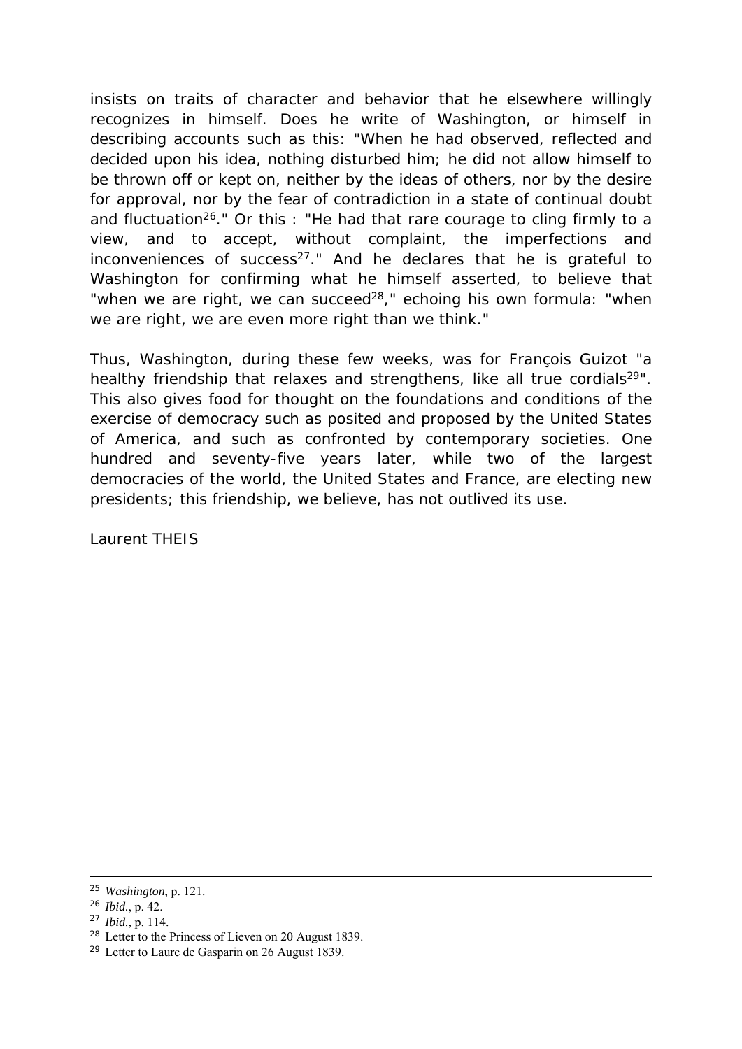insists on traits of character and behavior that he elsewhere willingly recognizes in himself. Does he write of Washington, or himself in describing accounts such as this: "When he had observed, reflected and decided upon his idea, nothing disturbed him; he did not allow himself to be thrown off or kept on, neither by the ideas of others, nor by the desire for approval, nor by the fear of contradiction in a state of continual doubt and fluctuation[26]." Or this : "He had that rare courage to cling firmly to a view, and to accept, without complaint, the imperfections and inconveniences of success[27]." And he declares that he is grateful to Washington for confirming what he himself asserted, to believe that "when we are right, we can succeed[28]," echoing his own formula: "when we are right, we are even more right than we think."

Thus, Washington, during these few weeks, was for François Guizot "a healthy friendship that relaxes and strengthens, like all true cordials[29]". This also gives food for thought on the foundations and conditions of the exercise of democracy such as posited and proposed by the United States of America, and such as confronted by contemporary societies. One hundred and seventy-five years later, while two of the largest democracies of the world, the United States and France, are electing new presidents; this friendship, we believe, has not outlived its use.

Laurent THEIS

---

[25] *Washington*, p. 121.

[26] *Ibid.*, p. 42.

[27] *Ibid.*, p. 114.

[28] Letter to the Princess of Lieven on 20 August 1839.

[29] Letter to Laure de Gasparin on 26 August 1839.